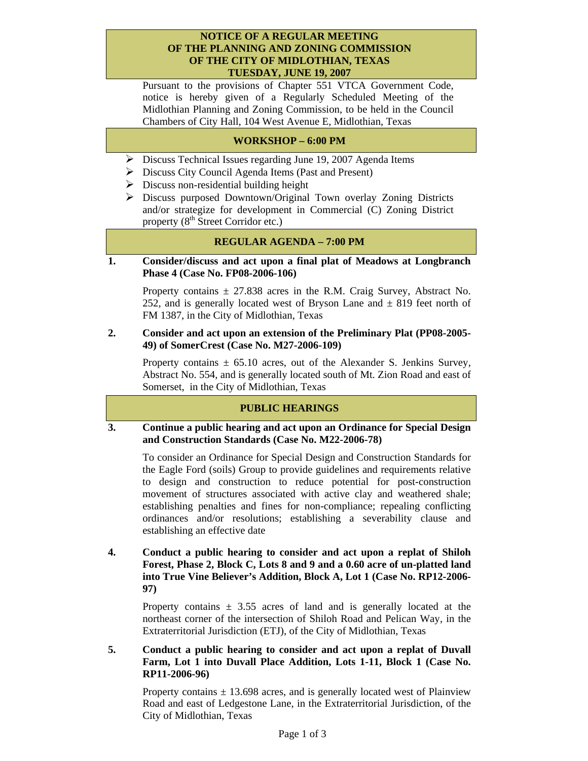# NOTICE OF A REGULAR MEETING OF THE PLANNING AND ZONING COMMISSION OF THE CITY OF MIDLOTHIAN, TEXAS TUESDAY, JUNE 19, 2007

Pursuant to the provisions of Chapter 551 VTCA Government Code, notice is hereby given of a Regularly Scheduled Meeting of the Midlothian Planning and Zoning Commission, to be held in the Council Chambers of City Hall, 104 West Avenue E, Midlothian, Texas

## WORKSHOP – 6:00 PM

- Discuss Technical Issues regarding June 19, 2007 Agenda Items
- Discuss City Council Agenda Items (Past and Present)
- Discuss non-residential building height
- Discuss purposed Downtown/Original Town overlay Zoning Districts and/or strategize for development in Commercial (C) Zoning District property (8th Street Corridor etc.)

## REGULAR AGENDA – 7:00 PM

**1. Consider/discuss and act upon a final plat of Meadows at Longbranch Phase 4 (Case No. FP08-2006-106)**

Property contains ± 27.838 acres in the R.M. Craig Survey, Abstract No. 252, and is generally located west of Bryson Lane and ± 819 feet north of FM 1387, in the City of Midlothian, Texas

**2. Consider and act upon an extension of the Preliminary Plat (PP08-2005-49) of SomerCrest (Case No. M27-2006-109)**

Property contains ± 65.10 acres, out of the Alexander S. Jenkins Survey, Abstract No. 554, and is generally located south of Mt. Zion Road and east of Somerset, in the City of Midlothian, Texas

## PUBLIC HEARINGS

**3. Continue a public hearing and act upon an Ordinance for Special Design and Construction Standards (Case No. M22-2006-78)**

To consider an Ordinance for Special Design and Construction Standards for the Eagle Ford (soils) Group to provide guidelines and requirements relative to design and construction to reduce potential for post-construction movement of structures associated with active clay and weathered shale; establishing penalties and fines for non-compliance; repealing conflicting ordinances and/or resolutions; establishing a severability clause and establishing an effective date

**4. Conduct a public hearing to consider and act upon a replat of Shiloh Forest, Phase 2, Block C, Lots 8 and 9 and a 0.60 acre of un-platted land into True Vine Believer's Addition, Block A, Lot 1 (Case No. RP12-2006-97)**

Property contains ± 3.55 acres of land and is generally located at the northeast corner of the intersection of Shiloh Road and Pelican Way, in the Extraterritorial Jurisdiction (ETJ), of the City of Midlothian, Texas

**5. Conduct a public hearing to consider and act upon a replat of Duvall Farm, Lot 1 into Duvall Place Addition, Lots 1-11, Block 1 (Case No. RP11-2006-96)**

Property contains ± 13.698 acres, and is generally located west of Plainview Road and east of Ledgestone Lane, in the Extraterritorial Jurisdiction, of the City of Midlothian, Texas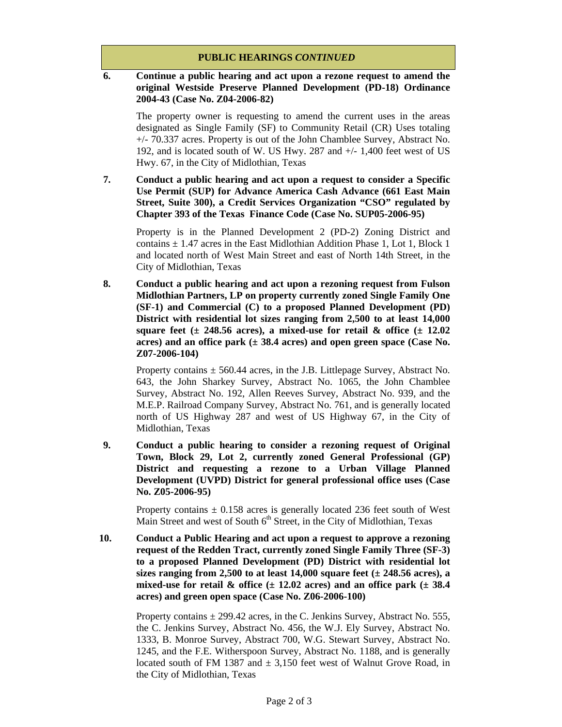## PUBLIC HEARINGS *CONTINUED*

**6. Continue a public hearing and act upon a rezone request to amend the original Westside Preserve Planned Development (PD-18) Ordinance 2004-43 (Case No. Z04-2006-82)**

The property owner is requesting to amend the current uses in the areas designated as Single Family (SF) to Community Retail (CR) Uses totaling +/- 70.337 acres. Property is out of the John Chamblee Survey, Abstract No. 192, and is located south of W. US Hwy. 287 and +/- 1,400 feet west of US Hwy. 67, in the City of Midlothian, Texas

**7. Conduct a public hearing and act upon a request to consider a Specific Use Permit (SUP) for Advance America Cash Advance (661 East Main Street, Suite 300), a Credit Services Organization "CSO" regulated by Chapter 393 of the Texas Finance Code (Case No. SUP05-2006-95)**

Property is in the Planned Development 2 (PD-2) Zoning District and contains ± 1.47 acres in the East Midlothian Addition Phase 1, Lot 1, Block 1 and located north of West Main Street and east of North 14th Street, in the City of Midlothian, Texas

**8. Conduct a public hearing and act upon a rezoning request from Fulson Midlothian Partners, LP on property currently zoned Single Family One (SF-1) and Commercial (C) to a proposed Planned Development (PD) District with residential lot sizes ranging from 2,500 to at least 14,000 square feet (± 248.56 acres), a mixed-use for retail & office (± 12.02 acres) and an office park (± 38.4 acres) and open green space (Case No. Z07-2006-104)**

Property contains ± 560.44 acres, in the J.B. Littlepage Survey, Abstract No. 643, the John Sharkey Survey, Abstract No. 1065, the John Chamblee Survey, Abstract No. 192, Allen Reeves Survey, Abstract No. 939, and the M.E.P. Railroad Company Survey, Abstract No. 761, and is generally located north of US Highway 287 and west of US Highway 67, in the City of Midlothian, Texas

**9. Conduct a public hearing to consider a rezoning request of Original Town, Block 29, Lot 2, currently zoned General Professional (GP) District and requesting a rezone to a Urban Village Planned Development (UVPD) District for general professional office uses (Case No. Z05-2006-95)**

Property contains ± 0.158 acres is generally located 236 feet south of West Main Street and west of South 6th Street, in the City of Midlothian, Texas

**10. Conduct a Public Hearing and act upon a request to approve a rezoning request of the Redden Tract, currently zoned Single Family Three (SF-3) to a proposed Planned Development (PD) District with residential lot sizes ranging from 2,500 to at least 14,000 square feet (± 248.56 acres), a mixed-use for retail & office (± 12.02 acres) and an office park (± 38.4 acres) and green open space (Case No. Z06-2006-100)**

Property contains ± 299.42 acres, in the C. Jenkins Survey, Abstract No. 555, the C. Jenkins Survey, Abstract No. 456, the W.J. Ely Survey, Abstract No. 1333, B. Monroe Survey, Abstract 700, W.G. Stewart Survey, Abstract No. 1245, and the F.E. Witherspoon Survey, Abstract No. 1188, and is generally located south of FM 1387 and ± 3,150 feet west of Walnut Grove Road, in the City of Midlothian, Texas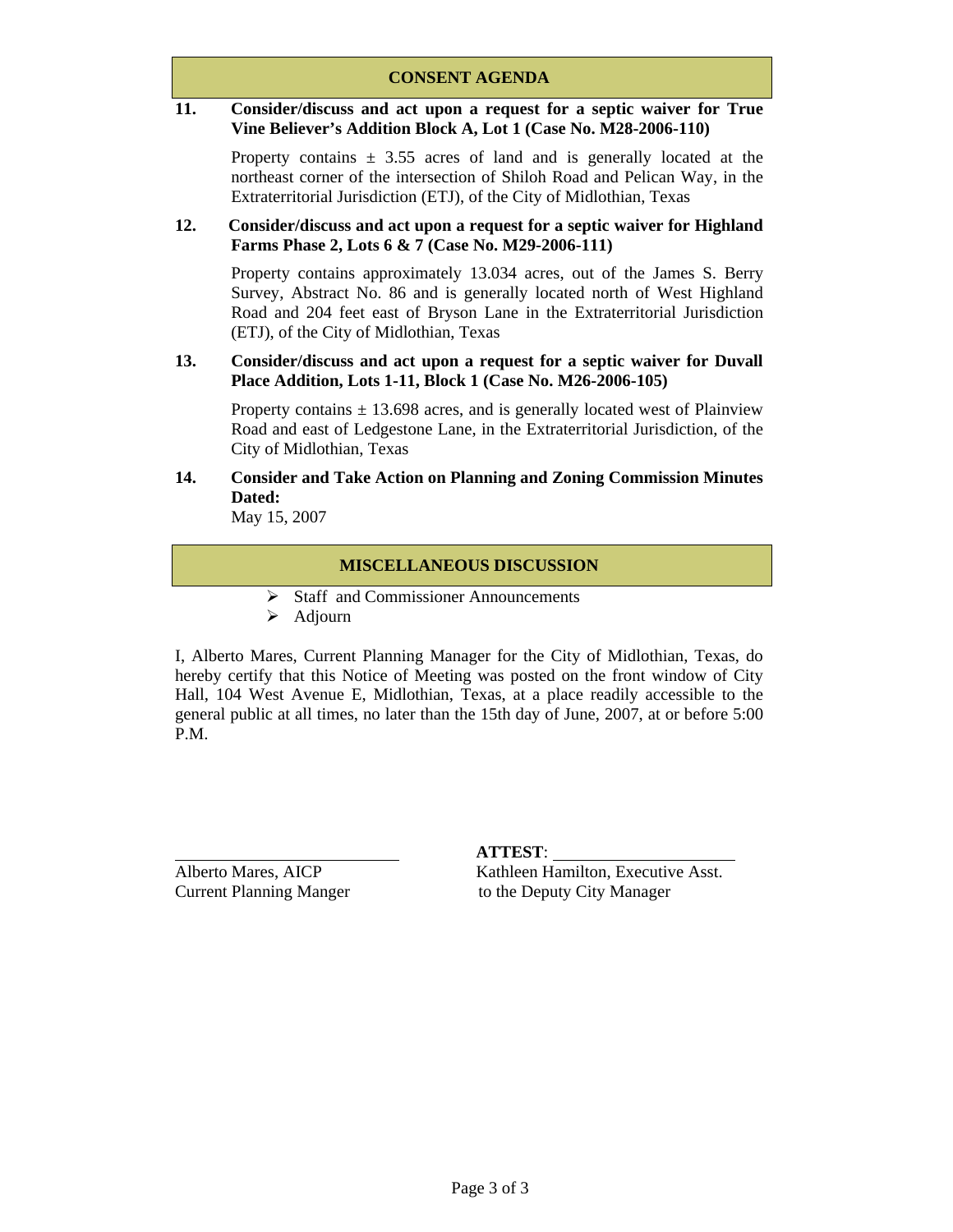## CONSENT AGENDA

**11. Consider/discuss and act upon a request for a septic waiver for True Vine Believer's Addition Block A, Lot 1 (Case No. M28-2006-110)**

Property contains ± 3.55 acres of land and is generally located at the northeast corner of the intersection of Shiloh Road and Pelican Way, in the Extraterritorial Jurisdiction (ETJ), of the City of Midlothian, Texas

**12. Consider/discuss and act upon a request for a septic waiver for Highland Farms Phase 2, Lots 6 & 7 (Case No. M29-2006-111)**

Property contains approximately 13.034 acres, out of the James S. Berry Survey, Abstract No. 86 and is generally located north of West Highland Road and 204 feet east of Bryson Lane in the Extraterritorial Jurisdiction (ETJ), of the City of Midlothian, Texas

**13. Consider/discuss and act upon a request for a septic waiver for Duvall Place Addition, Lots 1-11, Block 1 (Case No. M26-2006-105)**

Property contains ± 13.698 acres, and is generally located west of Plainview Road and east of Ledgestone Lane, in the Extraterritorial Jurisdiction, of the City of Midlothian, Texas

**14. Consider and Take Action on Planning and Zoning Commission Minutes Dated:**
May 15, 2007

## MISCELLANEOUS DISCUSSION

- Staff and Commissioner Announcements
- Adjourn

I, Alberto Mares, Current Planning Manager for the City of Midlothian, Texas, do hereby certify that this Notice of Meeting was posted on the front window of City Hall, 104 West Avenue E, Midlothian, Texas, at a place readily accessible to the general public at all times, no later than the 15th day of June, 2007, at or before 5:00 P.M.

______________________________
Alberto Mares, AICP
Current Planning Manger

**ATTEST**: ______________________
Kathleen Hamilton, Executive Asst.
to the Deputy City Manager